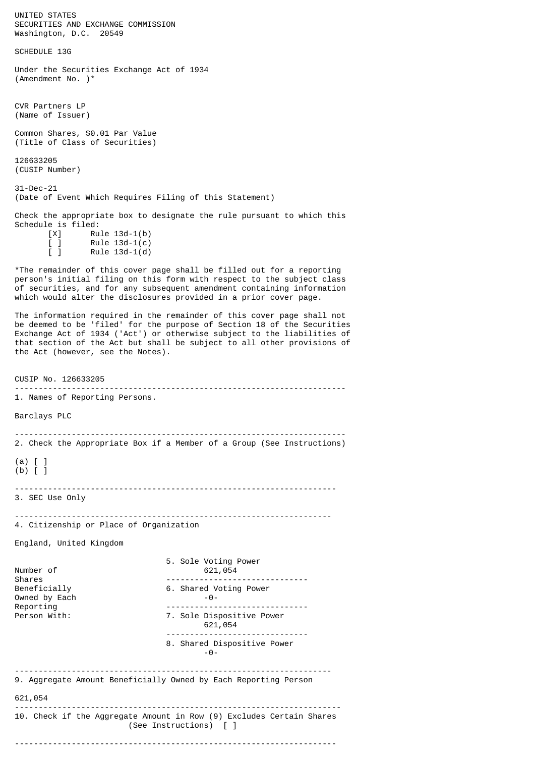UNITED STATES
SECURITIES AND EXCHANGE COMMISSION
Washington, D.C. 20549

# SCHEDULE 13G

Under the Securities Exchange Act of 1934
(Amendment No. )*

CVR Partners LP
(Name of Issuer)

Common Shares, $0.01 Par Value
(Title of Class of Securities)

126633205
(CUSIP Number)

31-Dec-21
(Date of Event Which Requires Filing of this Statement)

Check the appropriate box to designate the rule pursuant to which this Schedule is filed:

[X] Rule 13d-1(b)
[ ] Rule 13d-1(c)
[ ] Rule 13d-1(d)

*The remainder of this cover page shall be filled out for a reporting person's initial filing on this form with respect to the subject class of securities, and for any subsequent amendment containing information which would alter the disclosures provided in a prior cover page.

The information required in the remainder of this cover page shall not be deemed to be 'filed' for the purpose of Section 18 of the Securities Exchange Act of 1934 ('Act') or otherwise subject to the liabilities of that section of the Act but shall be subject to all other provisions of the Act (however, see the Notes).

CUSIP No. 126633205

---

1. Names of Reporting Persons.

Barclays PLC

---

2. Check the Appropriate Box if a Member of a Group (See Instructions)

(a) [ ]
(b) [ ]

---

3. SEC Use Only

---

4. Citizenship or Place of Organization

England, United Kingdom

| Number of Shares Beneficially Owned by Each Reporting Person With: | |
|---|---|
| | 5. Sole Voting Power: 621,054 |
| | 6. Shared Voting Power: -0- |
| | 7. Sole Dispositive Power: 621,054 |
| | 8. Shared Dispositive Power: -0- |

---

9. Aggregate Amount Beneficially Owned by Each Reporting Person

621,054

---

10. Check if the Aggregate Amount in Row (9) Excludes Certain Shares (See Instructions) [ ]

---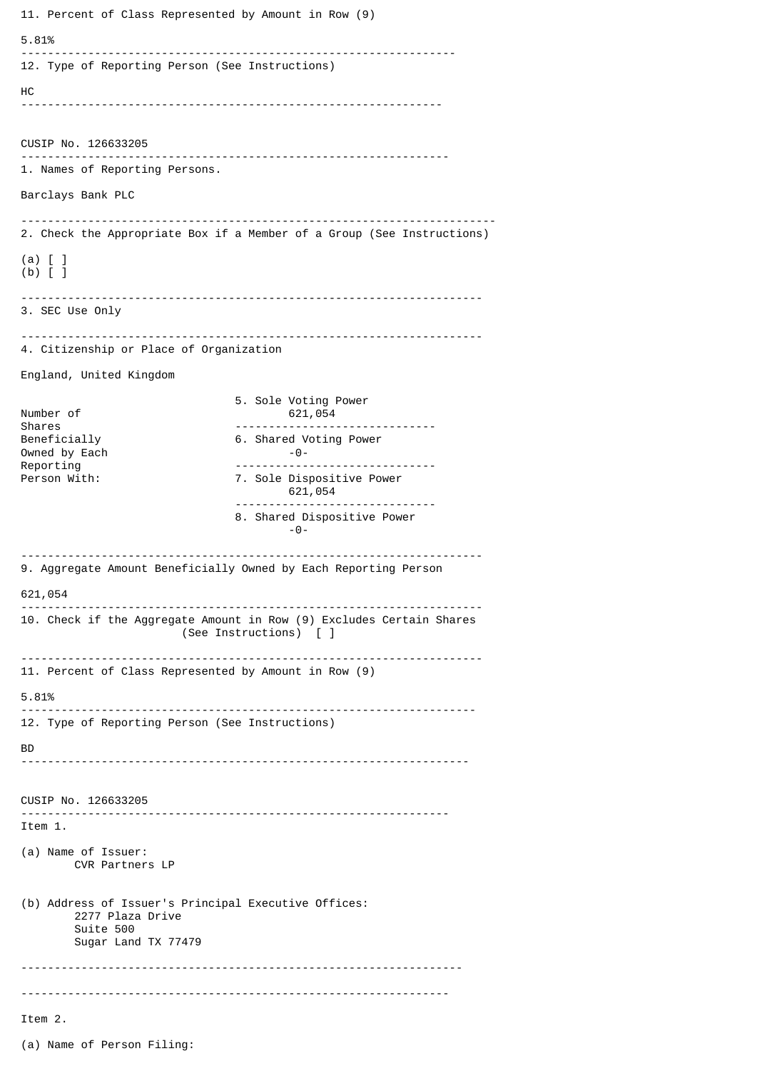11. Percent of Class Represented by Amount in Row (9)

5.81%

---

12. Type of Reporting Person (See Instructions)

HC

---

CUSIP No. 126633205

---

1. Names of Reporting Persons.

Barclays Bank PLC

---

2. Check the Appropriate Box if a Member of a Group (See Instructions)

(a) [ ]
(b) [ ]

---

3. SEC Use Only

---

4. Citizenship or Place of Organization

England, United Kingdom

| Number of Shares Beneficially Owned by Each Reporting Person With: | |
|---|---|
| | 5. Sole Voting Power 621,054 |
| | 6. Shared Voting Power -0- |
| | 7. Sole Dispositive Power 621,054 |
| | 8. Shared Dispositive Power -0- |

---

9. Aggregate Amount Beneficially Owned by Each Reporting Person

621,054

---

10. Check if the Aggregate Amount in Row (9) Excludes Certain Shares (See Instructions) [ ]

---

11. Percent of Class Represented by Amount in Row (9)

5.81%

---

12. Type of Reporting Person (See Instructions)

BD

---

CUSIP No. 126633205

---

Item 1.

(a) Name of Issuer:
CVR Partners LP

(b) Address of Issuer's Principal Executive Offices:
2277 Plaza Drive
Suite 500
Sugar Land TX 77479

---

---

Item 2.

(a) Name of Person Filing: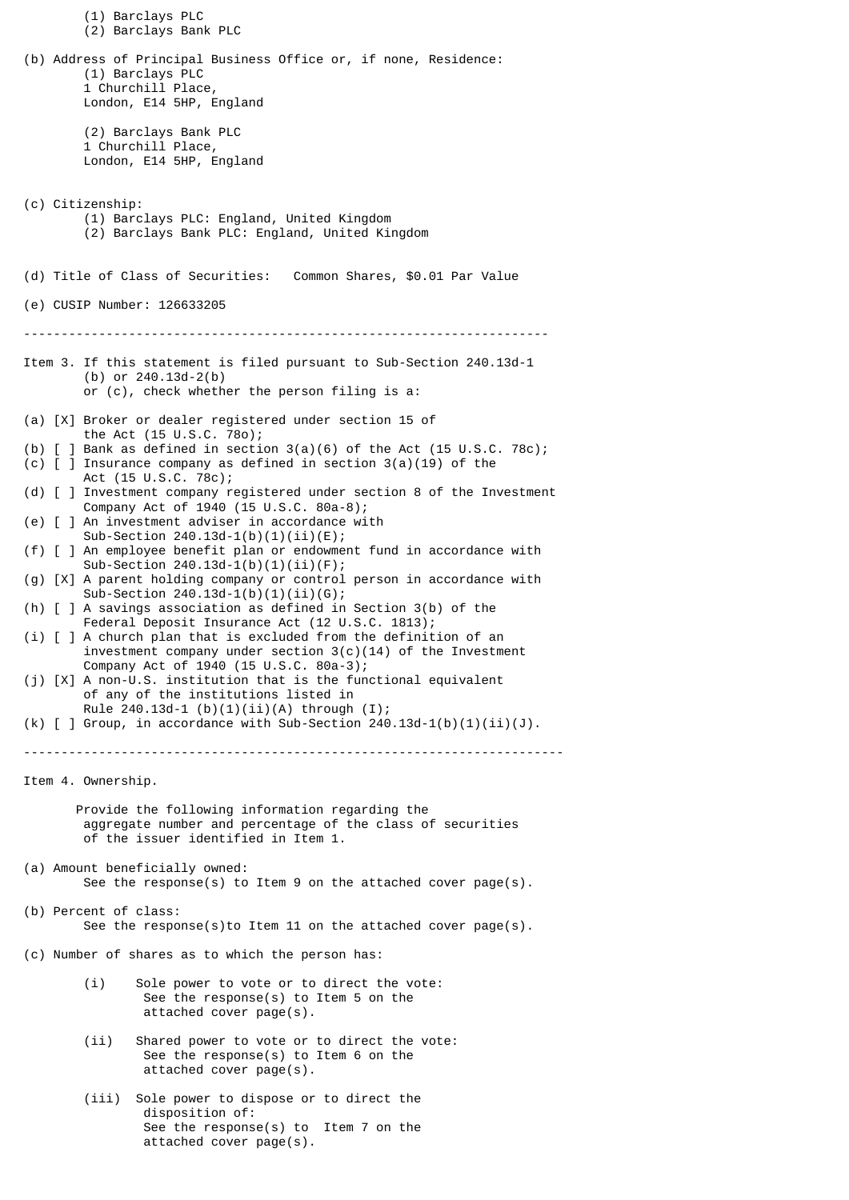(1) Barclays PLC
(2) Barclays Bank PLC

(b) Address of Principal Business Office or, if none, Residence:

(1) Barclays PLC
1 Churchill Place,
London, E14 5HP, England

(2) Barclays Bank PLC
1 Churchill Place,
London, E14 5HP, England

(c) Citizenship:

(1) Barclays PLC: England, United Kingdom
(2) Barclays Bank PLC: England, United Kingdom

(d) Title of Class of Securities: Common Shares, $0.01 Par Value

(e) CUSIP Number: 126633205

---

Item 3. If this statement is filed pursuant to Sub-Section 240.13d-1 (b) or 240.13d-2(b) or (c), check whether the person filing is a:

(a) [X] Broker or dealer registered under section 15 of the Act (15 U.S.C. 78o);
(b) [ ] Bank as defined in section 3(a)(6) of the Act (15 U.S.C. 78c);
(c) [ ] Insurance company as defined in section 3(a)(19) of the Act (15 U.S.C. 78c);
(d) [ ] Investment company registered under section 8 of the Investment Company Act of 1940 (15 U.S.C. 80a-8);
(e) [ ] An investment adviser in accordance with Sub-Section 240.13d-1(b)(1)(ii)(E);
(f) [ ] An employee benefit plan or endowment fund in accordance with Sub-Section 240.13d-1(b)(1)(ii)(F);
(g) [X] A parent holding company or control person in accordance with Sub-Section 240.13d-1(b)(1)(ii)(G);
(h) [ ] A savings association as defined in Section 3(b) of the Federal Deposit Insurance Act (12 U.S.C. 1813);
(i) [ ] A church plan that is excluded from the definition of an investment company under section 3(c)(14) of the Investment Company Act of 1940 (15 U.S.C. 80a-3);
(j) [X] A non-U.S. institution that is the functional equivalent of any of the institutions listed in Rule 240.13d-1 (b)(1)(ii)(A) through (I);
(k) [ ] Group, in accordance with Sub-Section 240.13d-1(b)(1)(ii)(J).

---

Item 4. Ownership.

Provide the following information regarding the aggregate number and percentage of the class of securities of the issuer identified in Item 1.

(a) Amount beneficially owned:
See the response(s) to Item 9 on the attached cover page(s).

(b) Percent of class:
See the response(s)to Item 11 on the attached cover page(s).

(c) Number of shares as to which the person has:

(i) Sole power to vote or to direct the vote:
See the response(s) to Item 5 on the attached cover page(s).

(ii) Shared power to vote or to direct the vote:
See the response(s) to Item 6 on the attached cover page(s).

(iii) Sole power to dispose or to direct the disposition of:
See the response(s) to Item 7 on the attached cover page(s).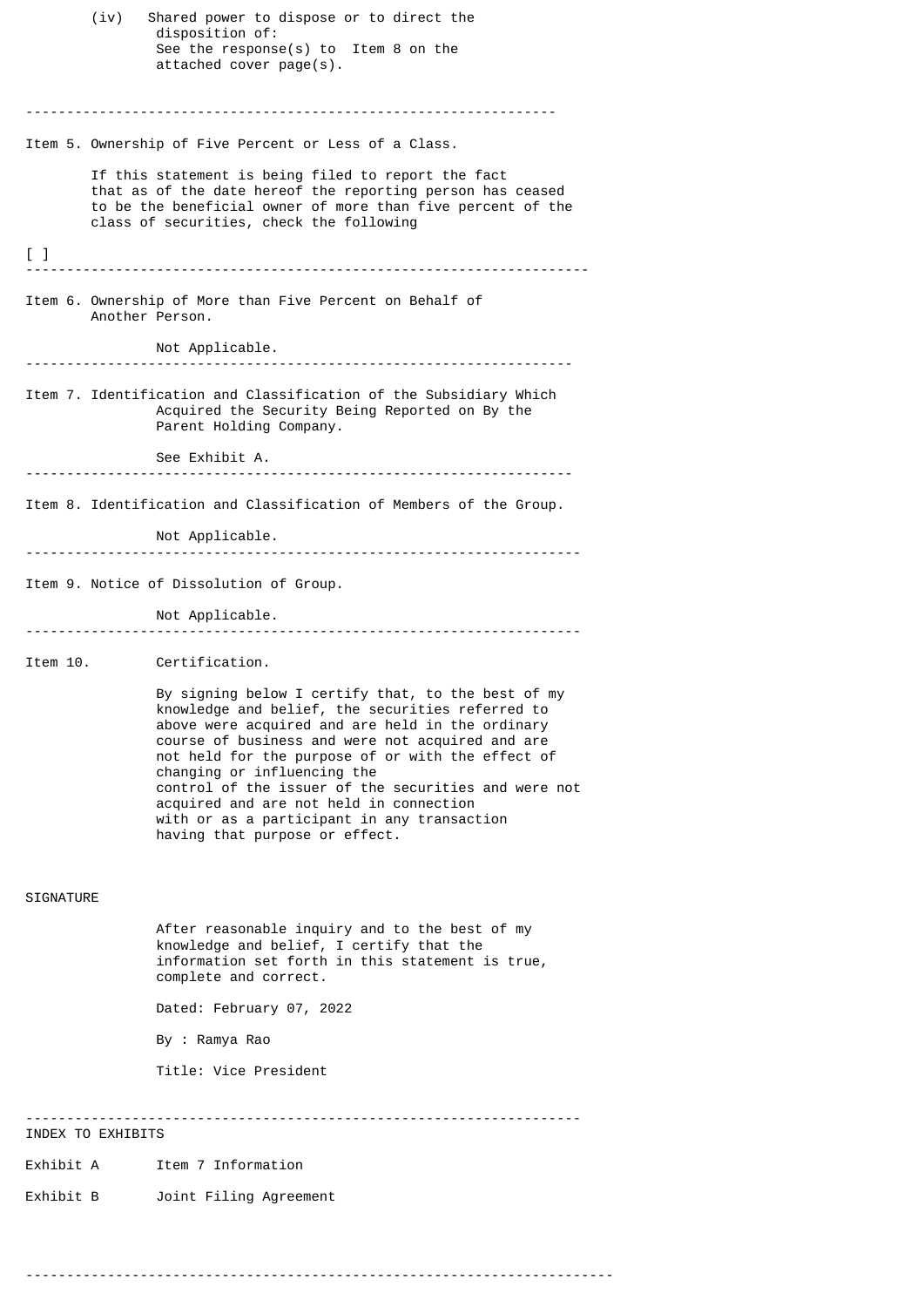(iv) Shared power to dispose or to direct the disposition of:
See the response(s) to Item 8 on the attached cover page(s).

---

Item 5. Ownership of Five Percent or Less of a Class.

If this statement is being filed to report the fact that as of the date hereof the reporting person has ceased to be the beneficial owner of more than five percent of the class of securities, check the following

[ ]

---

Item 6. Ownership of More than Five Percent on Behalf of Another Person.

Not Applicable.

---

Item 7. Identification and Classification of the Subsidiary Which Acquired the Security Being Reported on By the Parent Holding Company.

See Exhibit A.

---

Item 8. Identification and Classification of Members of the Group.

Not Applicable.

---

Item 9. Notice of Dissolution of Group.

Not Applicable.

---

Item 10. Certification.

By signing below I certify that, to the best of my knowledge and belief, the securities referred to above were acquired and are held in the ordinary course of business and were not acquired and are not held for the purpose of or with the effect of changing or influencing the control of the issuer of the securities and were not acquired and are not held in connection with or as a participant in any transaction having that purpose or effect.

SIGNATURE

After reasonable inquiry and to the best of my knowledge and belief, I certify that the information set forth in this statement is true, complete and correct.

Dated: February 07, 2022

By : Ramya Rao

Title: Vice President

---

INDEX TO EXHIBITS

Exhibit A Item 7 Information

Exhibit B Joint Filing Agreement

---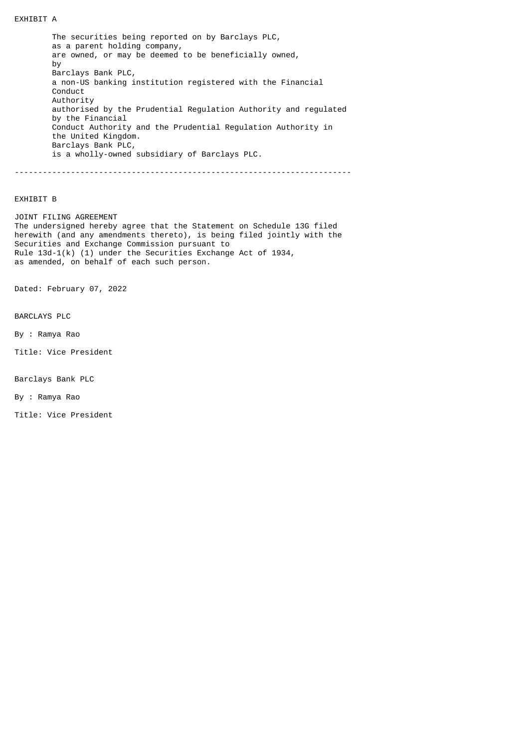EXHIBIT A

The securities being reported on by Barclays PLC,
as a parent holding company,
are owned, or may be deemed to be beneficially owned,
by
Barclays Bank PLC,
a non-US banking institution registered with the Financial
Conduct
Authority
authorised by the Prudential Regulation Authority and regulated
by the Financial
Conduct Authority and the Prudential Regulation Authority in
the United Kingdom.
Barclays Bank PLC,
is a wholly-owned subsidiary of Barclays PLC.

---

EXHIBIT B

JOINT FILING AGREEMENT
The undersigned hereby agree that the Statement on Schedule 13G filed
herewith (and any amendments thereto), is being filed jointly with the
Securities and Exchange Commission pursuant to
Rule 13d-1(k) (1) under the Securities Exchange Act of 1934,
as amended, on behalf of each such person.

Dated: February 07, 2022

BARCLAYS PLC

By : Ramya Rao

Title: Vice President

Barclays Bank PLC

By : Ramya Rao

Title: Vice President